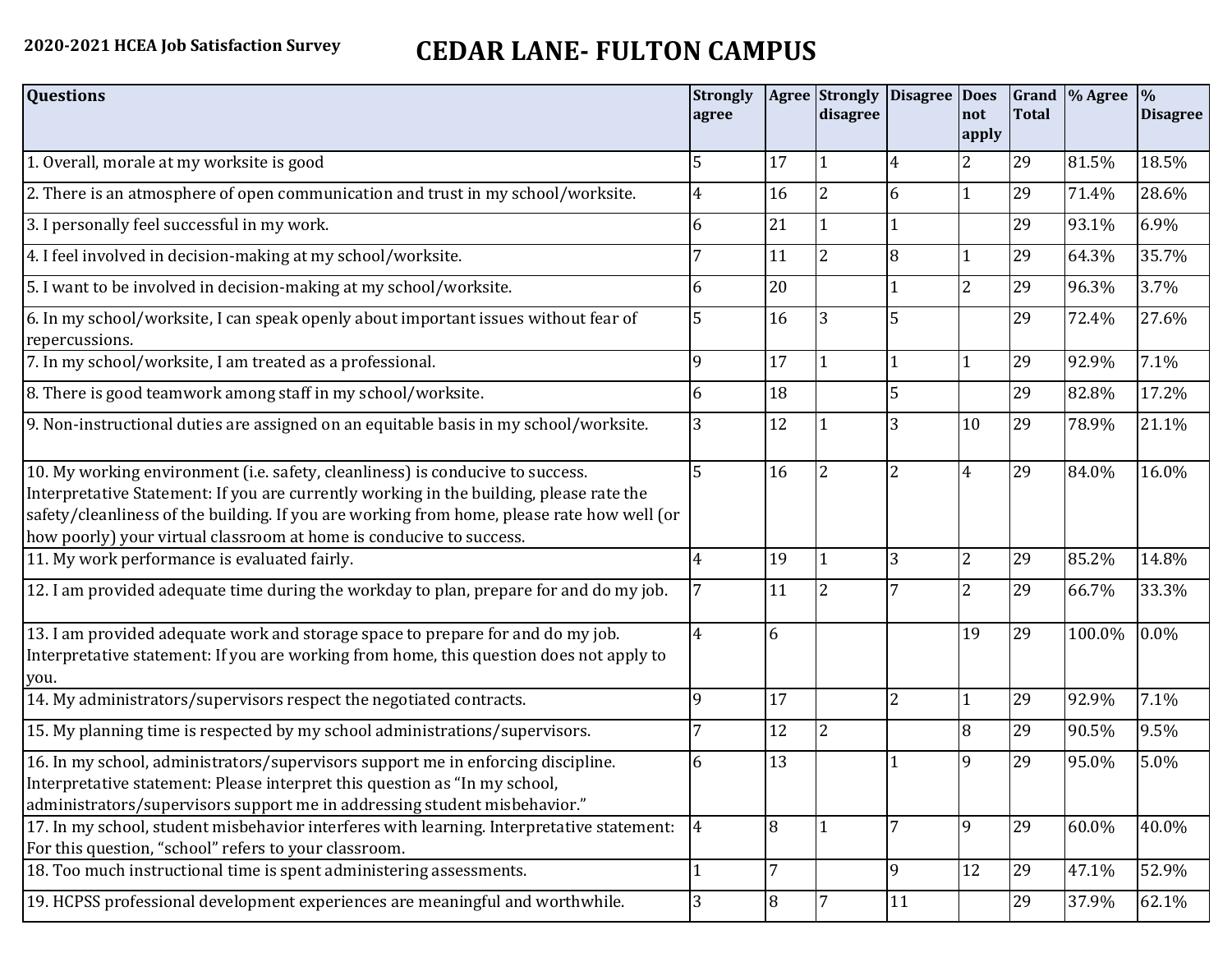2020-2021 HCEA Job Satisfaction Survey

# CEDAR LANE- FULTON CAMPUS

| Questions | Strongly agree | Agree | Strongly disagree | Disagree | Does not apply | Grand Total | % Agree | % Disagree |
|---|---|---|---|---|---|---|---|---|
| 1. Overall, morale at my worksite is good | 5 | 17 | 1 | 4 | 2 | 29 | 81.5% | 18.5% |
| 2. There is an atmosphere of open communication and trust in my school/worksite. | 4 | 16 | 2 | 6 | 1 | 29 | 71.4% | 28.6% |
| 3. I personally feel successful in my work. | 6 | 21 | 1 | 1 | | 29 | 93.1% | 6.9% |
| 4. I feel involved in decision-making at my school/worksite. | 7 | 11 | 2 | 8 | 1 | 29 | 64.3% | 35.7% |
| 5. I want to be involved in decision-making at my school/worksite. | 6 | 20 | | 1 | 2 | 29 | 96.3% | 3.7% |
| 6. In my school/worksite, I can speak openly about important issues without fear of repercussions. | 5 | 16 | 3 | 5 | | 29 | 72.4% | 27.6% |
| 7. In my school/worksite, I am treated as a professional. | 9 | 17 | 1 | 1 | 1 | 29 | 92.9% | 7.1% |
| 8. There is good teamwork among staff in my school/worksite. | 6 | 18 | | 5 | | 29 | 82.8% | 17.2% |
| 9. Non-instructional duties are assigned on an equitable basis in my school/worksite. | 3 | 12 | 1 | 3 | 10 | 29 | 78.9% | 21.1% |
| 10. My working environment (i.e. safety, cleanliness) is conducive to success. Interpretative Statement: If you are currently working in the building, please rate the safety/cleanliness of the building. If you are working from home, please rate how well (or how poorly) your virtual classroom at home is conducive to success. | 5 | 16 | 2 | 2 | 4 | 29 | 84.0% | 16.0% |
| 11. My work performance is evaluated fairly. | 4 | 19 | 1 | 3 | 2 | 29 | 85.2% | 14.8% |
| 12. I am provided adequate time during the workday to plan, prepare for and do my job. | 7 | 11 | 2 | 7 | 2 | 29 | 66.7% | 33.3% |
| 13. I am provided adequate work and storage space to prepare for and do my job. Interpretative statement: If you are working from home, this question does not apply to you. | 4 | 6 | | | 19 | 29 | 100.0% | 0.0% |
| 14. My administrators/supervisors respect the negotiated contracts. | 9 | 17 | | 2 | 1 | 29 | 92.9% | 7.1% |
| 15. My planning time is respected by my school administrations/supervisors. | 7 | 12 | 2 | | 8 | 29 | 90.5% | 9.5% |
| 16. In my school, administrators/supervisors support me in enforcing discipline. Interpretative statement: Please interpret this question as "In my school, administrators/supervisors support me in addressing student misbehavior." | 6 | 13 | | 1 | 9 | 29 | 95.0% | 5.0% |
| 17. In my school, student misbehavior interferes with learning. Interpretative statement: For this question, "school" refers to your classroom. | 4 | 8 | 1 | 7 | 9 | 29 | 60.0% | 40.0% |
| 18. Too much instructional time is spent administering assessments. | 1 | 7 | | 9 | 12 | 29 | 47.1% | 52.9% |
| 19. HCPSS professional development experiences are meaningful and worthwhile. | 3 | 8 | 7 | 11 | | 29 | 37.9% | 62.1% |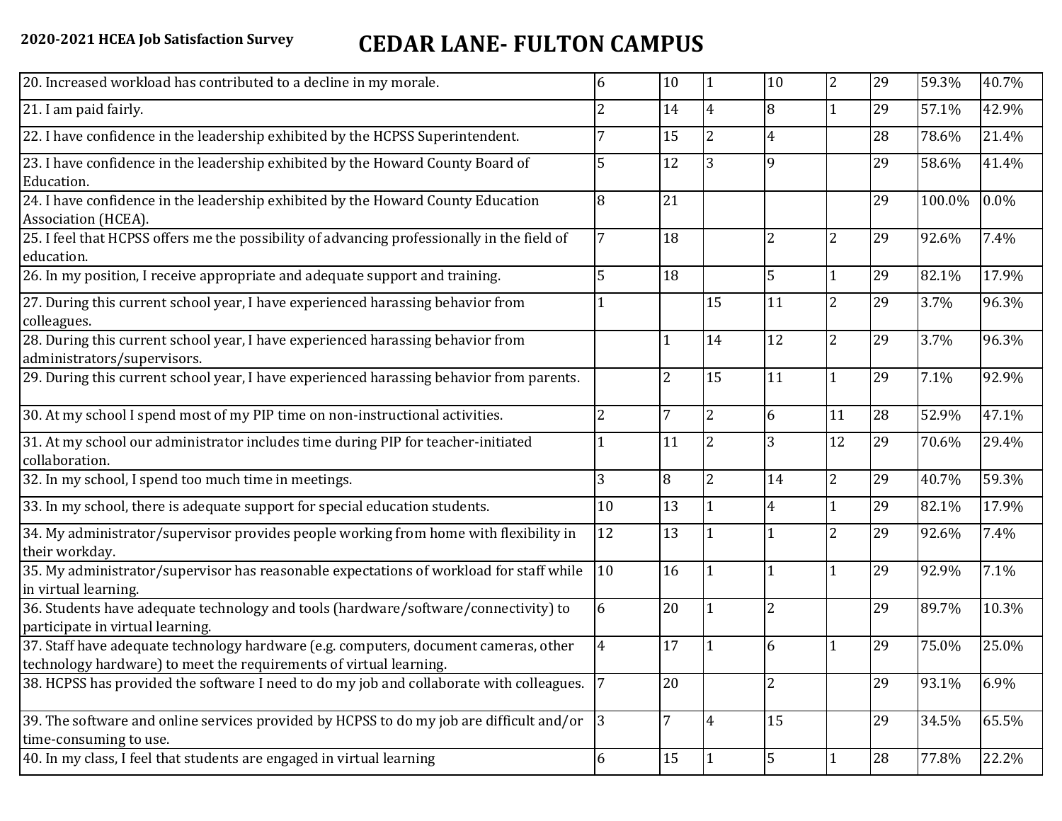**2020-2021 HCEA Job Satisfaction Survey**

# CEDAR LANE- FULTON CAMPUS

| | | | | | | | | |
|---|---|---|---|---|---|---|---|---|
| 20. Increased workload has contributed to a decline in my morale. | 6 | 10 | 1 | 10 | 2 | 29 | 59.3% | 40.7% |
| 21. I am paid fairly. | 2 | 14 | 4 | 8 | 1 | 29 | 57.1% | 42.9% |
| 22. I have confidence in the leadership exhibited by the HCPSS Superintendent. | 7 | 15 | 2 | 4 | | 28 | 78.6% | 21.4% |
| 23. I have confidence in the leadership exhibited by the Howard County Board of Education. | 5 | 12 | 3 | 9 | | 29 | 58.6% | 41.4% |
| 24. I have confidence in the leadership exhibited by the Howard County Education Association (HCEA). | 8 | 21 | | | | 29 | 100.0% | 0.0% |
| 25. I feel that HCPSS offers me the possibility of advancing professionally in the field of education. | 7 | 18 | | 2 | 2 | 29 | 92.6% | 7.4% |
| 26. In my position, I receive appropriate and adequate support and training. | 5 | 18 | | 5 | 1 | 29 | 82.1% | 17.9% |
| 27. During this current school year, I have experienced harassing behavior from colleagues. | 1 | | 15 | 11 | 2 | 29 | 3.7% | 96.3% |
| 28. During this current school year, I have experienced harassing behavior from administrators/supervisors. | | 1 | 14 | 12 | 2 | 29 | 3.7% | 96.3% |
| 29. During this current school year, I have experienced harassing behavior from parents. | | 2 | 15 | 11 | 1 | 29 | 7.1% | 92.9% |
| 30. At my school I spend most of my PIP time on non-instructional activities. | 2 | 7 | 2 | 6 | 11 | 28 | 52.9% | 47.1% |
| 31. At my school our administrator includes time during PIP for teacher-initiated collaboration. | 1 | 11 | 2 | 3 | 12 | 29 | 70.6% | 29.4% |
| 32. In my school, I spend too much time in meetings. | 3 | 8 | 2 | 14 | 2 | 29 | 40.7% | 59.3% |
| 33. In my school, there is adequate support for special education students. | 10 | 13 | 1 | 4 | 1 | 29 | 82.1% | 17.9% |
| 34. My administrator/supervisor provides people working from home with flexibility in their workday. | 12 | 13 | 1 | 1 | 2 | 29 | 92.6% | 7.4% |
| 35. My administrator/supervisor has reasonable expectations of workload for staff while in virtual learning. | 10 | 16 | 1 | 1 | 1 | 29 | 92.9% | 7.1% |
| 36. Students have adequate technology and tools (hardware/software/connectivity) to participate in virtual learning. | 6 | 20 | 1 | 2 | | 29 | 89.7% | 10.3% |
| 37. Staff have adequate technology hardware (e.g. computers, document cameras, other technology hardware) to meet the requirements of virtual learning. | 4 | 17 | 1 | 6 | 1 | 29 | 75.0% | 25.0% |
| 38. HCPSS has provided the software I need to do my job and collaborate with colleagues. | 7 | 20 | | 2 | | 29 | 93.1% | 6.9% |
| 39. The software and online services provided by HCPSS to do my job are difficult and/or time-consuming to use. | 3 | 7 | 4 | 15 | | 29 | 34.5% | 65.5% |
| 40. In my class, I feel that students are engaged in virtual learning | 6 | 15 | 1 | 5 | 1 | 28 | 77.8% | 22.2% |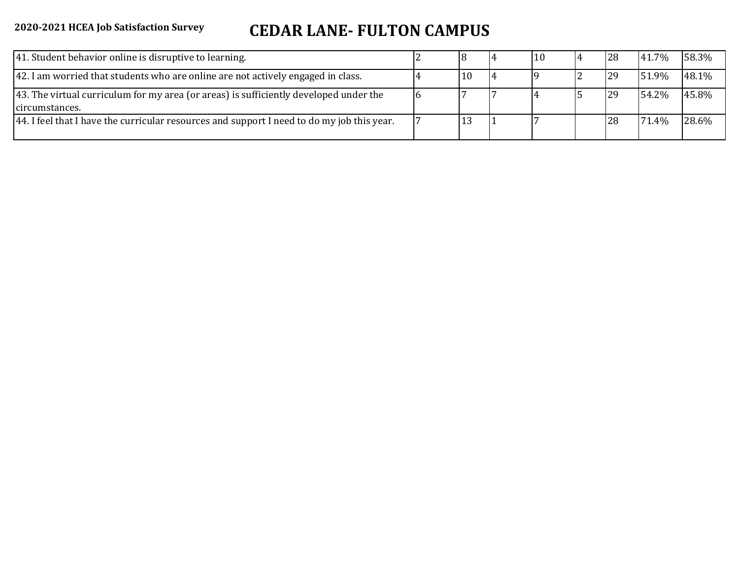**2020-2021 HCEA Job Satisfaction Survey**

# CEDAR LANE- FULTON CAMPUS

| | | | | | | | | |
|---|---|---|---|---|---|---|---|---|
| 41. Student behavior online is disruptive to learning. | 2 | 8 | 4 | 10 | 4 | 28 | 41.7% | 58.3% |
| 42. I am worried that students who are online are not actively engaged in class. | 4 | 10 | 4 | 9 | 2 | 29 | 51.9% | 48.1% |
| 43. The virtual curriculum for my area (or areas) is sufficiently developed under the circumstances. | 6 | 7 | 7 | 4 | 5 | 29 | 54.2% | 45.8% |
| 44. I feel that I have the curricular resources and support I need to do my job this year. | 7 | 13 | 1 | 7 | | 28 | 71.4% | 28.6% |